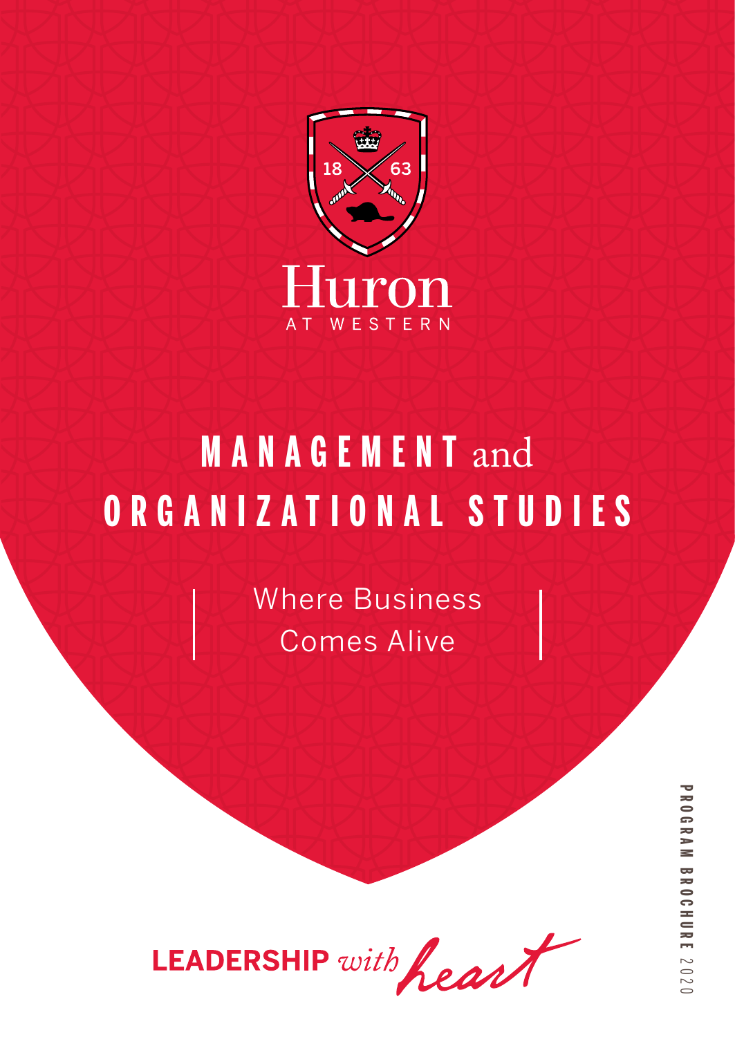Huron

AT WESTERN

# MANAGEMENT and ORGANIZATIONAL STUDIES

Where Business Comes Alive

LEADERSHIP *with heart*

PROGRAM BROCHURE 2020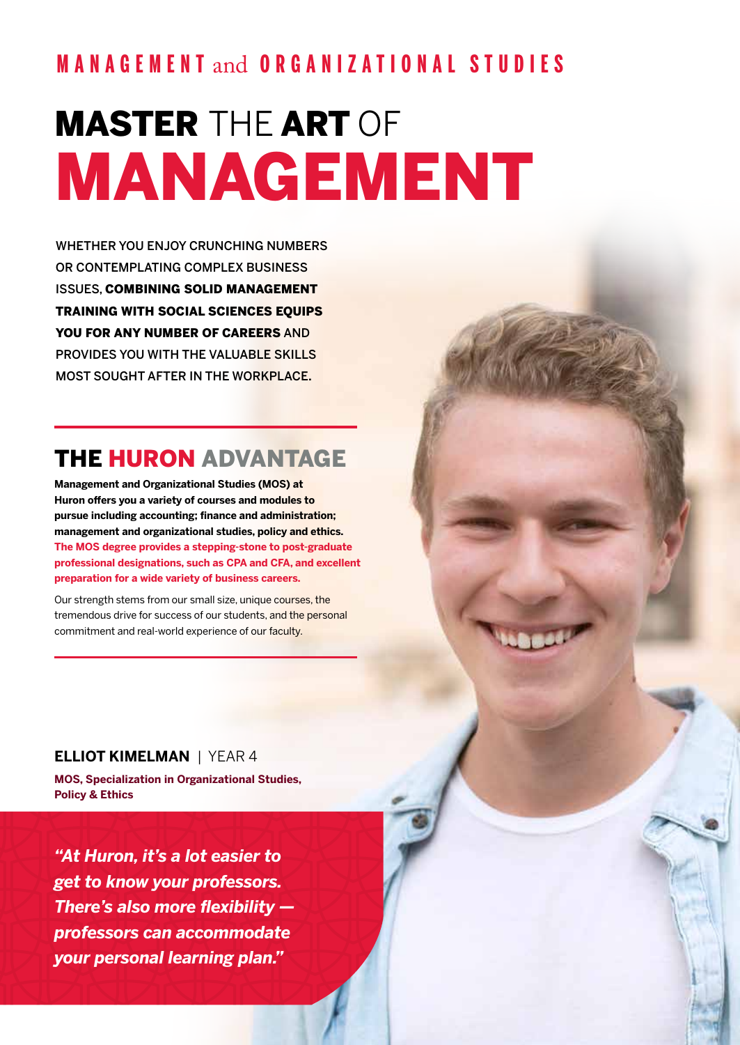MANAGEMENT and ORGANIZATIONAL STUDIES

# MASTER THE ART OF MANAGEMENT

WHETHER YOU ENJOY CRUNCHING NUMBERS OR CONTEMPLATING COMPLEX BUSINESS ISSUES, **COMBINING SOLID MANAGEMENT TRAINING WITH SOCIAL SCIENCES EQUIPS YOU FOR ANY NUMBER OF CAREERS** AND PROVIDES YOU WITH THE VALUABLE SKILLS MOST SOUGHT AFTER IN THE WORKPLACE.

## THE HURON ADVANTAGE

**Management and Organizational Studies (MOS) at Huron offers you a variety of courses and modules to pursue including accounting; finance and administration; management and organizational studies, policy and ethics.** **The MOS degree provides a stepping-stone to post-graduate professional designations, such as CPA and CFA, and excellent preparation for a wide variety of business careers.**

Our strength stems from our small size, unique courses, the tremendous drive for success of our students, and the personal commitment and real-world experience of our faculty.

**ELLIOT KIMELMAN** | YEAR 4

**MOS, Specialization in Organizational Studies, Policy & Ethics**

***"At Huron, it's a lot easier to get to know your professors. There's also more flexibility — professors can accommodate your personal learning plan."***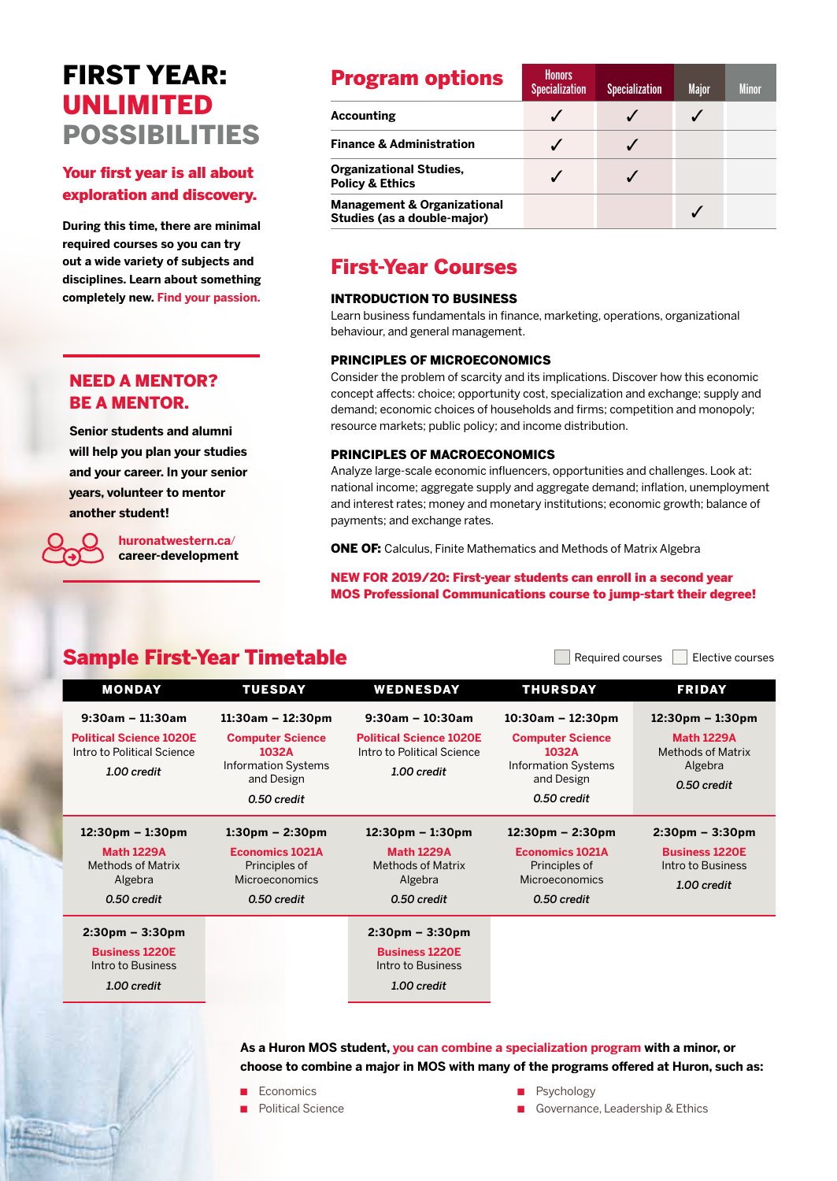# FIRST YEAR: UNLIMITED POSSIBILITIES

## Your first year is all about exploration and discovery.

**During this time, there are minimal required courses so you can try out a wide variety of subjects and disciplines. Learn about something completely new. Find your passion.**

## NEED A MENTOR? BE A MENTOR.

**Senior students and alumni will help you plan your studies and your career. In your senior years, volunteer to mentor another student!**

**huronatwestern.ca/ career-development**

## Program options

| | Honors Specialization | Specialization | Major | Minor |
|---|---|---|---|---|
| **Accounting** | ✓ | ✓ | ✓ | |
| **Finance & Administration** | ✓ | ✓ | | |
| **Organizational Studies, Policy & Ethics** | ✓ | ✓ | | |
| **Management & Organizational Studies (as a double-major)** | | | ✓ | |

## First-Year Courses

### INTRODUCTION TO BUSINESS

Learn business fundamentals in finance, marketing, operations, organizational behaviour, and general management.

### PRINCIPLES OF MICROECONOMICS

Consider the problem of scarcity and its implications. Discover how this economic concept affects: choice; opportunity cost, specialization and exchange; supply and demand; economic choices of households and firms; competition and monopoly; resource markets; public policy; and income distribution.

### PRINCIPLES OF MACROECONOMICS

Analyze large-scale economic influencers, opportunities and challenges. Look at: national income; aggregate supply and aggregate demand; inflation, unemployment and interest rates; money and monetary institutions; economic growth; balance of payments; and exchange rates.

**ONE OF:** Calculus, Finite Mathematics and Methods of Matrix Algebra

**NEW FOR 2019/20: First-year students can enroll in a second year MOS Professional Communications course to jump-start their degree!**

## Sample First-Year Timetable

Required courses | Elective courses

| MONDAY | TUESDAY | WEDNESDAY | THURSDAY | FRIDAY |
|---|---|---|---|---|
| **9:30am – 11:30am** Political Science 1020E Intro to Political Science *1.00 credit* | **11:30am – 12:30pm** Computer Science 1032A Information Systems and Design *0.50 credit* | **9:30am – 10:30am** Political Science 1020E Intro to Political Science *1.00 credit* | **10:30am – 12:30pm** Computer Science 1032A Information Systems and Design *0.50 credit* | **12:30pm – 1:30pm** Math 1229A Methods of Matrix Algebra *0.50 credit* |
| **12:30pm – 1:30pm** Math 1229A Methods of Matrix Algebra *0.50 credit* | **1:30pm – 2:30pm** Economics 1021A Principles of Microeconomics *0.50 credit* | **12:30pm – 1:30pm** Math 1229A Methods of Matrix Algebra *0.50 credit* | **12:30pm – 2:30pm** Economics 1021A Principles of Microeconomics *0.50 credit* | **2:30pm – 3:30pm** Business 1220E Intro to Business *1.00 credit* |
| **2:30pm – 3:30pm** Business 1220E Intro to Business *1.00 credit* | | **2:30pm – 3:30pm** Business 1220E Intro to Business *1.00 credit* | | |

**As a Huron MOS student, you can combine a specialization program with a minor, or choose to combine a major in MOS with many of the programs offered at Huron, such as:**

- Economics
- Political Science
- Psychology
- Governance, Leadership & Ethics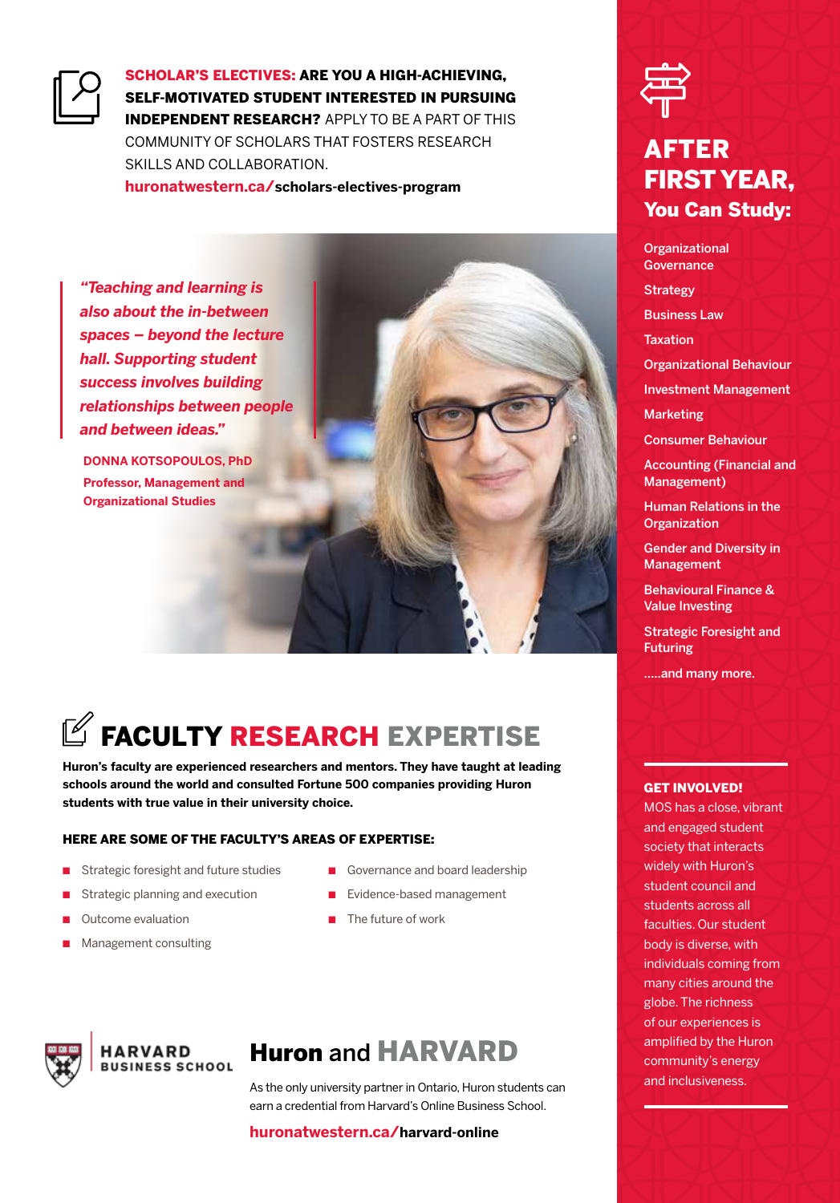**SCHOLAR'S ELECTIVES: ARE YOU A HIGH-ACHIEVING, SELF-MOTIVATED STUDENT INTERESTED IN PURSUING INDEPENDENT RESEARCH?** APPLY TO BE A PART OF THIS COMMUNITY OF SCHOLARS THAT FOSTERS RESEARCH SKILLS AND COLLABORATION.

**huronatwestern.ca/scholars-electives-program**

> ***"Teaching and learning is also about the in-between spaces – beyond the lecture hall. Supporting student success involves building relationships between people and between ideas."***
>
> **DONNA KOTSOPOULOS, PhD**
> **Professor, Management and Organizational Studies**

# FACULTY RESEARCH EXPERTISE

**Huron's faculty are experienced researchers and mentors. They have taught at leading schools around the world and consulted Fortune 500 companies providing Huron students with true value in their university choice.**

**HERE ARE SOME OF THE FACULTY'S AREAS OF EXPERTISE:**

- Strategic foresight and future studies
- Strategic planning and execution
- Outcome evaluation
- Management consulting
- Governance and board leadership
- Evidence-based management
- The future of work

**HARVARD BUSINESS SCHOOL**

## Huron and HARVARD

As the only university partner in Ontario, Huron students can earn a credential from Harvard's Online Business School.

**huronatwestern.ca/harvard-online**

## AFTER FIRST YEAR, You Can Study:

- Organizational Governance
- Strategy
- Business Law
- Taxation
- Organizational Behaviour
- Investment Management
- Marketing
- Consumer Behaviour
- Accounting (Financial and Management)
- Human Relations in the Organization
- Gender and Diversity in Management
- Behavioural Finance & Value Investing
- Strategic Foresight and Futuring

.....and many more.

**GET INVOLVED!**

MOS has a close, vibrant and engaged student society that interacts widely with Huron's student council and students across all faculties. Our student body is diverse, with individuals coming from many cities around the globe. The richness of our experiences is amplified by the Huron community's energy and inclusiveness.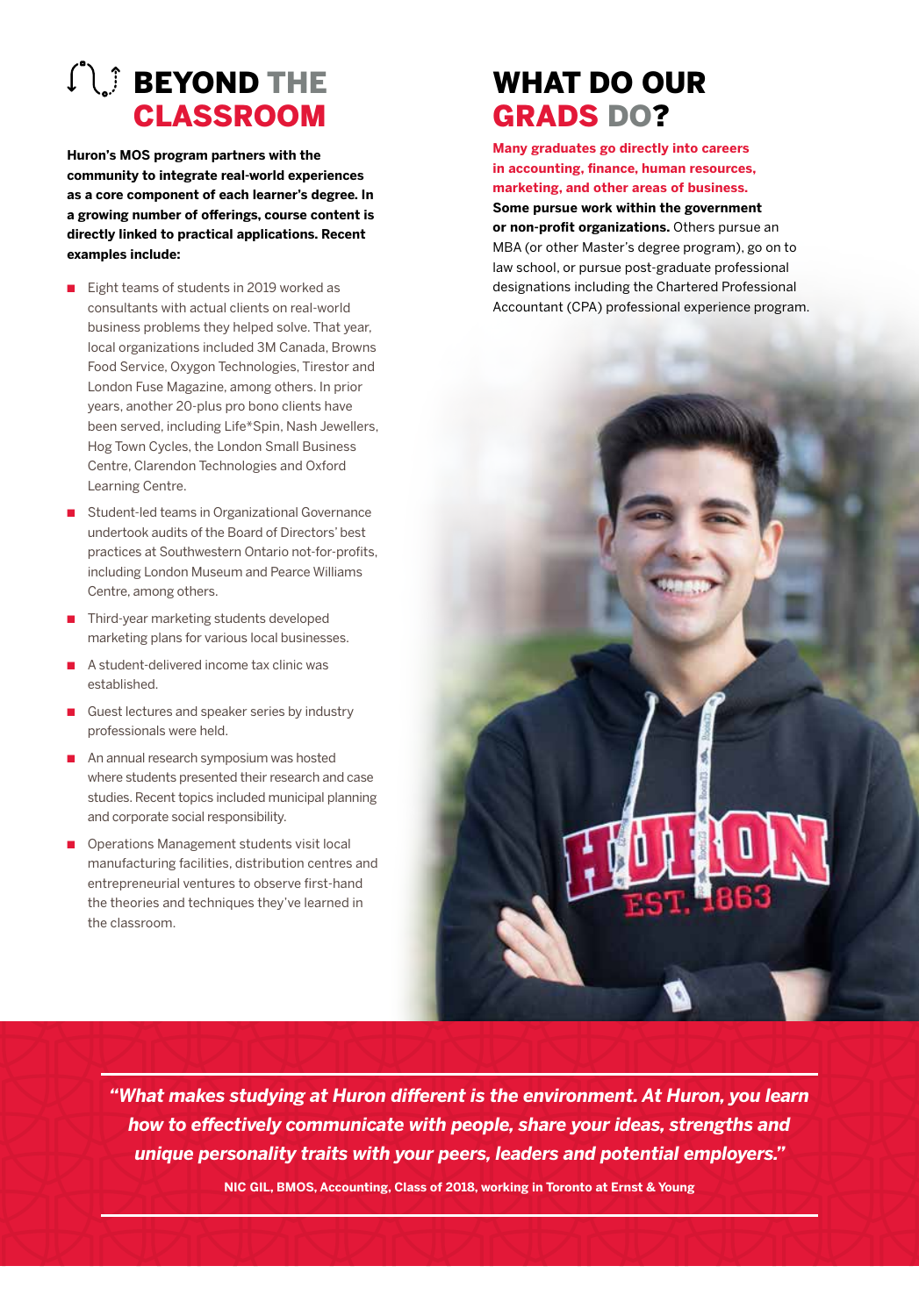# BEYOND THE CLASSROOM

**Huron's MOS program partners with the community to integrate real-world experiences as a core component of each learner's degree. In a growing number of offerings, course content is directly linked to practical applications. Recent examples include:**

- Eight teams of students in 2019 worked as consultants with actual clients on real-world business problems they helped solve. That year, local organizations included 3M Canada, Browns Food Service, Oxygon Technologies, Tirestor and London Fuse Magazine, among others. In prior years, another 20-plus pro bono clients have been served, including Life*Spin, Nash Jewellers, Hog Town Cycles, the London Small Business Centre, Clarendon Technologies and Oxford Learning Centre.
- Student-led teams in Organizational Governance undertook audits of the Board of Directors' best practices at Southwestern Ontario not-for-profits, including London Museum and Pearce Williams Centre, among others.
- Third-year marketing students developed marketing plans for various local businesses.
- A student-delivered income tax clinic was established.
- Guest lectures and speaker series by industry professionals were held.
- An annual research symposium was hosted where students presented their research and case studies. Recent topics included municipal planning and corporate social responsibility.
- Operations Management students visit local manufacturing facilities, distribution centres and entrepreneurial ventures to observe first-hand the theories and techniques they've learned in the classroom.

# WHAT DO OUR GRADS DO?

**Many graduates go directly into careers in accounting, finance, human resources, marketing, and other areas of business. Some pursue work within the government or non-profit organizations.** Others pursue an MBA (or other Master's degree program), go on to law school, or pursue post-graduate professional designations including the Chartered Professional Accountant (CPA) professional experience program.

> ***"What makes studying at Huron different is the environment. At Huron, you learn how to effectively communicate with people, share your ideas, strengths and unique personality traits with your peers, leaders and potential employers."***
>
> **NIC GIL, BMOS, Accounting, Class of 2018, working in Toronto at Ernst & Young**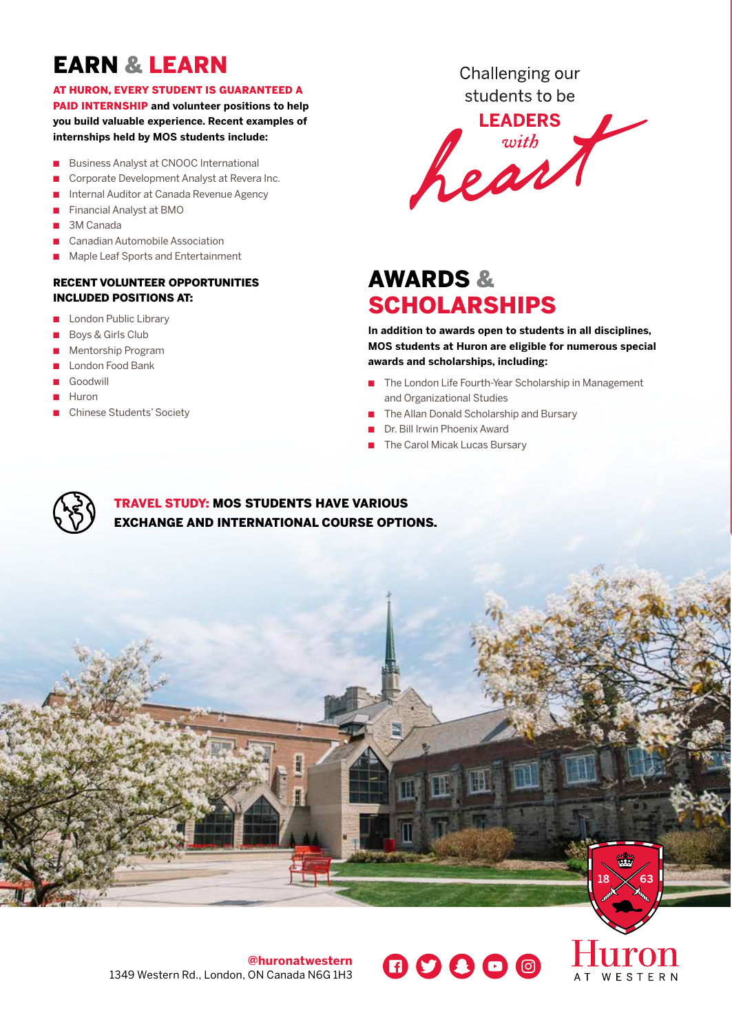# EARN & LEARN

**AT HURON, EVERY STUDENT IS GUARANTEED A PAID INTERNSHIP and volunteer positions to help you build valuable experience. Recent examples of internships held by MOS students include:**

- Business Analyst at CNOOC International
- Corporate Development Analyst at Revera Inc.
- Internal Auditor at Canada Revenue Agency
- Financial Analyst at BMO
- 3M Canada
- Canadian Automobile Association
- Maple Leaf Sports and Entertainment

**RECENT VOLUNTEER OPPORTUNITIES INCLUDED POSITIONS AT:**

- London Public Library
- Boys & Girls Club
- Mentorship Program
- London Food Bank
- Goodwill
- Huron
- Chinese Students' Society

Challenging our students to be **LEADERS** *with heart*

# AWARDS & SCHOLARSHIPS

**In addition to awards open to students in all disciplines, MOS students at Huron are eligible for numerous special awards and scholarships, including:**

- The London Life Fourth-Year Scholarship in Management and Organizational Studies
- The Allan Donald Scholarship and Bursary
- Dr. Bill Irwin Phoenix Award
- The Carol Micak Lucas Bursary

**TRAVEL STUDY: MOS STUDENTS HAVE VARIOUS EXCHANGE AND INTERNATIONAL COURSE OPTIONS.**

**@huronatwestern**
1349 Western Rd., London, ON Canada N6G 1H3

18 63
Huron AT WESTERN